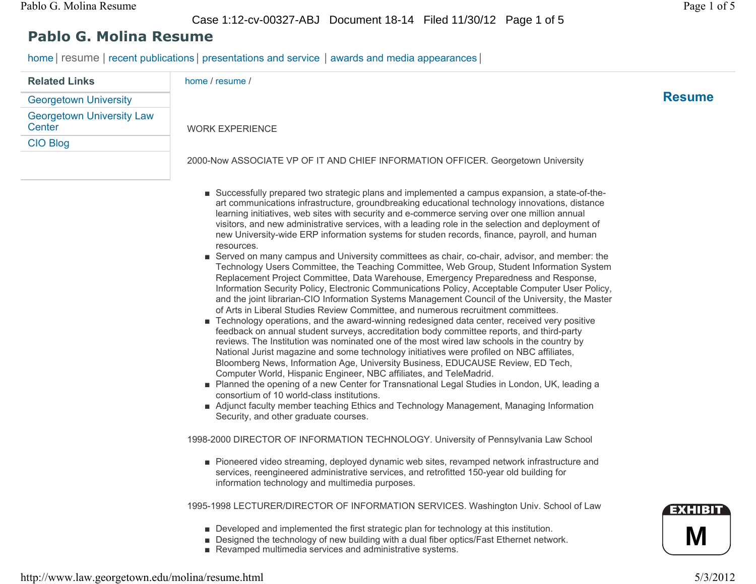# Pablo G. Molina Resume

home | resume | recent publications | presentations and service | awards and media appearances |

**Related Links**

- Georgetown University
- Georgetown University Law Center
- CIO Blog

home / resume /

## Resume

WORK EXPERIENCE

2000-Now ASSOCIATE VP OF IT AND CHIEF INFORMATION OFFICER. Georgetown University

- Successfully prepared two strategic plans and implemented a campus expansion, a state-of-the-art communications infrastructure, groundbreaking educational technology innovations, distance learning initiatives, web sites with security and e-commerce serving over one million annual visitors, and new administrative services, with a leading role in the selection and deployment of new University-wide ERP information systems for studen records, finance, payroll, and human resources.
- Served on many campus and University committees as chair, co-chair, advisor, and member: the Technology Users Committee, the Teaching Committee, Web Group, Student Information System Replacement Project Committee, Data Warehouse, Emergency Preparedness and Response, Information Security Policy, Electronic Communications Policy, Acceptable Computer User Policy, and the joint librarian-CIO Information Systems Management Council of the University, the Master of Arts in Liberal Studies Review Committee, and numerous recruitment committees.
- Technology operations, and the award-winning redesigned data center, received very positive feedback on annual student surveys, accreditation body committee reports, and third-party reviews. The Institution was nominated one of the most wired law schools in the country by National Jurist magazine and some technology initiatives were profiled on NBC affiliates, Bloomberg News, Information Age, University Business, EDUCAUSE Review, ED Tech, Computer World, Hispanic Engineer, NBC affiliates, and TeleMadrid.
- Planned the opening of a new Center for Transnational Legal Studies in London, UK, leading a consortium of 10 world-class institutions.
- Adjunct faculty member teaching Ethics and Technology Management, Managing Information Security, and other graduate courses.

1998-2000 DIRECTOR OF INFORMATION TECHNOLOGY. University of Pennsylvania Law School

- Pioneered video streaming, deployed dynamic web sites, revamped network infrastructure and services, reengineered administrative services, and retrofitted 150-year old building for information technology and multimedia purposes.

1995-1998 LECTURER/DIRECTOR OF INFORMATION SERVICES. Washington Univ. School of Law

- Developed and implemented the first strategic plan for technology at this institution.
- Designed the technology of new building with a dual fiber optics/Fast Ethernet network.
- Revamped multimedia services and administrative systems.

EXHIBIT M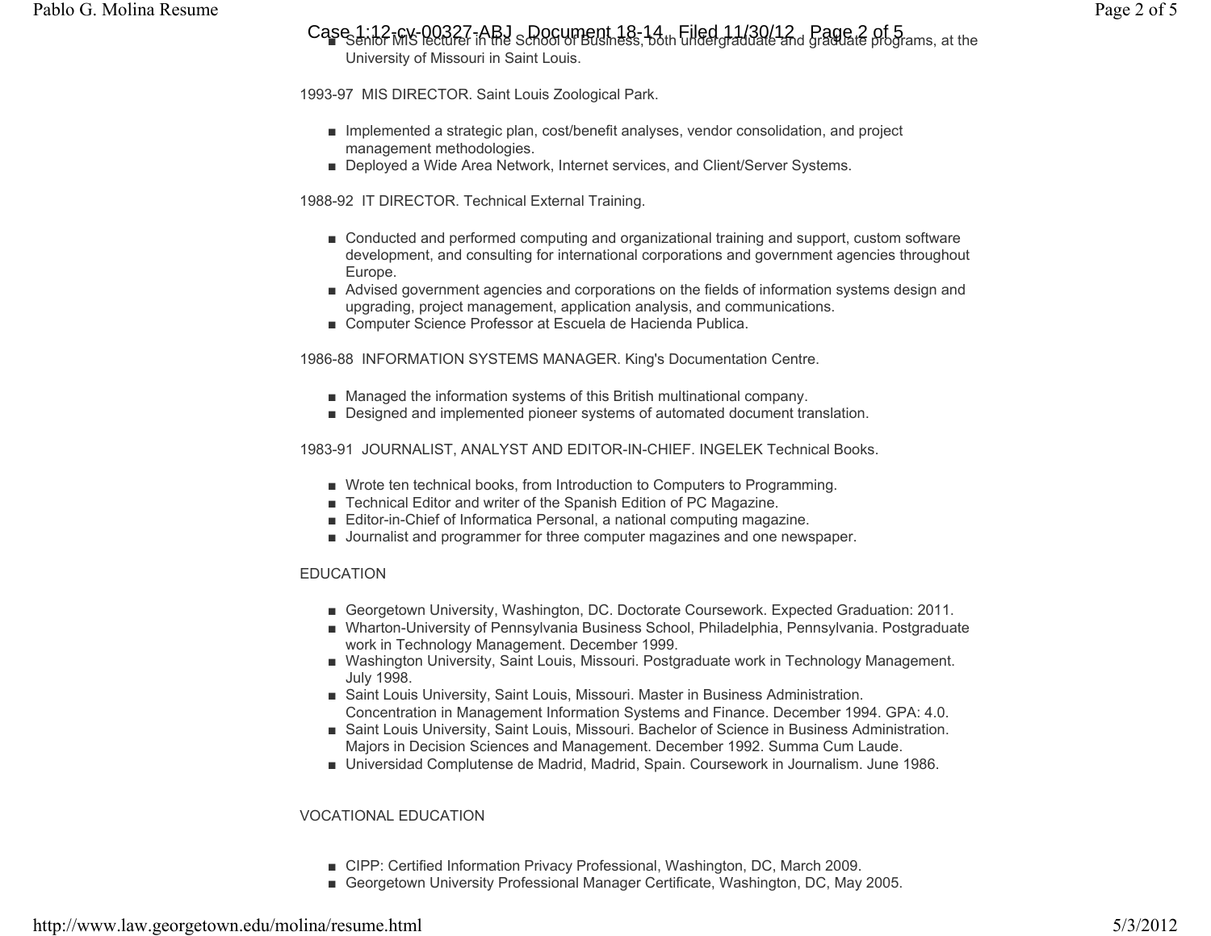- Senior MIS lecturer in the School of Business, both undergraduate and graduate programs, at the University of Missouri in Saint Louis.

1993-97 MIS DIRECTOR. Saint Louis Zoological Park.

- Implemented a strategic plan, cost/benefit analyses, vendor consolidation, and project management methodologies.
- Deployed a Wide Area Network, Internet services, and Client/Server Systems.

1988-92 IT DIRECTOR. Technical External Training.

- Conducted and performed computing and organizational training and support, custom software development, and consulting for international corporations and government agencies throughout Europe.
- Advised government agencies and corporations on the fields of information systems design and upgrading, project management, application analysis, and communications.
- Computer Science Professor at Escuela de Hacienda Publica.

1986-88 INFORMATION SYSTEMS MANAGER. King's Documentation Centre.

- Managed the information systems of this British multinational company.
- Designed and implemented pioneer systems of automated document translation.

1983-91 JOURNALIST, ANALYST AND EDITOR-IN-CHIEF. INGELEK Technical Books.

- Wrote ten technical books, from Introduction to Computers to Programming.
- Technical Editor and writer of the Spanish Edition of PC Magazine.
- Editor-in-Chief of Informatica Personal, a national computing magazine.
- Journalist and programmer for three computer magazines and one newspaper.

EDUCATION

- Georgetown University, Washington, DC. Doctorate Coursework. Expected Graduation: 2011.
- Wharton-University of Pennsylvania Business School, Philadelphia, Pennsylvania. Postgraduate work in Technology Management. December 1999.
- Washington University, Saint Louis, Missouri. Postgraduate work in Technology Management. July 1998.
- Saint Louis University, Saint Louis, Missouri. Master in Business Administration. Concentration in Management Information Systems and Finance. December 1994. GPA: 4.0.
- Saint Louis University, Saint Louis, Missouri. Bachelor of Science in Business Administration. Majors in Decision Sciences and Management. December 1992. Summa Cum Laude.
- Universidad Complutense de Madrid, Madrid, Spain. Coursework in Journalism. June 1986.

VOCATIONAL EDUCATION

- CIPP: Certified Information Privacy Professional, Washington, DC, March 2009.
- Georgetown University Professional Manager Certificate, Washington, DC, May 2005.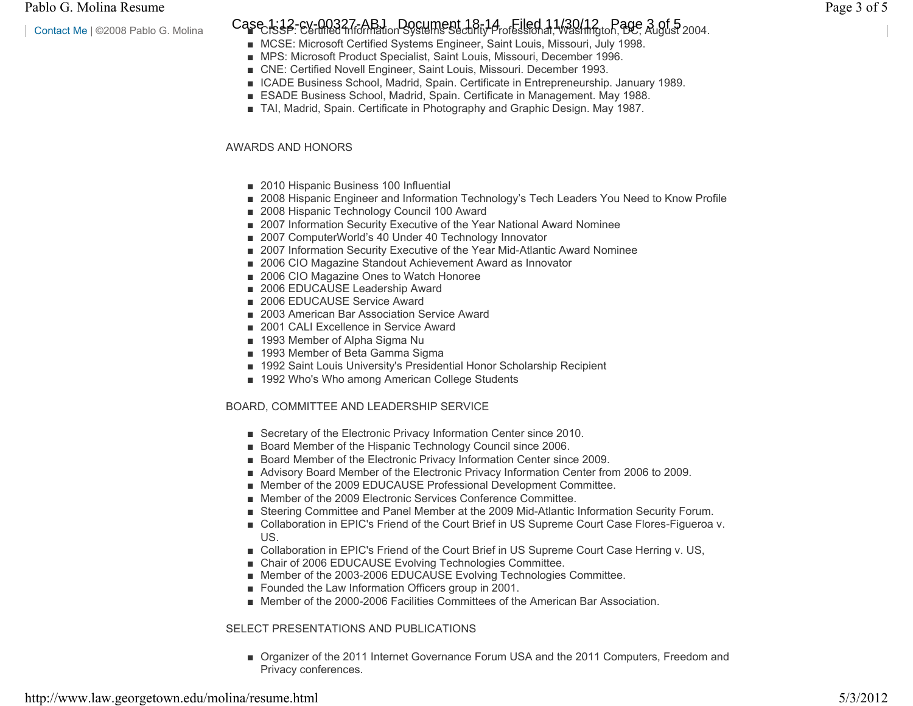- CISSP: Certified Information Systems Security Professional, Washington, DC, August 2004.
- MCSE: Microsoft Certified Systems Engineer, Saint Louis, Missouri, July 1998.
- MPS: Microsoft Product Specialist, Saint Louis, Missouri, December 1996.
- CNE: Certified Novell Engineer, Saint Louis, Missouri. December 1993.
- ICADE Business School, Madrid, Spain. Certificate in Entrepreneurship. January 1989.
- ESADE Business School, Madrid, Spain. Certificate in Management. May 1988.
- TAI, Madrid, Spain. Certificate in Photography and Graphic Design. May 1987.

## AWARDS AND HONORS

- 2010 Hispanic Business 100 Influential
- 2008 Hispanic Engineer and Information Technology's Tech Leaders You Need to Know Profile
- 2008 Hispanic Technology Council 100 Award
- 2007 Information Security Executive of the Year National Award Nominee
- 2007 ComputerWorld's 40 Under 40 Technology Innovator
- 2007 Information Security Executive of the Year Mid-Atlantic Award Nominee
- 2006 CIO Magazine Standout Achievement Award as Innovator
- 2006 CIO Magazine Ones to Watch Honoree
- 2006 EDUCAUSE Leadership Award
- 2006 EDUCAUSE Service Award
- 2003 American Bar Association Service Award
- 2001 CALI Excellence in Service Award
- 1993 Member of Alpha Sigma Nu
- 1993 Member of Beta Gamma Sigma
- 1992 Saint Louis University's Presidential Honor Scholarship Recipient
- 1992 Who's Who among American College Students

## BOARD, COMMITTEE AND LEADERSHIP SERVICE

- Secretary of the Electronic Privacy Information Center since 2010.
- Board Member of the Hispanic Technology Council since 2006.
- Board Member of the Electronic Privacy Information Center since 2009.
- Advisory Board Member of the Electronic Privacy Information Center from 2006 to 2009.
- Member of the 2009 EDUCAUSE Professional Development Committee.
- Member of the 2009 Electronic Services Conference Committee.
- Steering Committee and Panel Member at the 2009 Mid-Atlantic Information Security Forum.
- Collaboration in EPIC's Friend of the Court Brief in US Supreme Court Case Flores-Figueroa v. US.
- Collaboration in EPIC's Friend of the Court Brief in US Supreme Court Case Herring v. US,
- Chair of 2006 EDUCAUSE Evolving Technologies Committee.
- Member of the 2003-2006 EDUCAUSE Evolving Technologies Committee.
- Founded the Law Information Officers group in 2001.
- Member of the 2000-2006 Facilities Committees of the American Bar Association.

## SELECT PRESENTATIONS AND PUBLICATIONS

- Organizer of the 2011 Internet Governance Forum USA and the 2011 Computers, Freedom and Privacy conferences.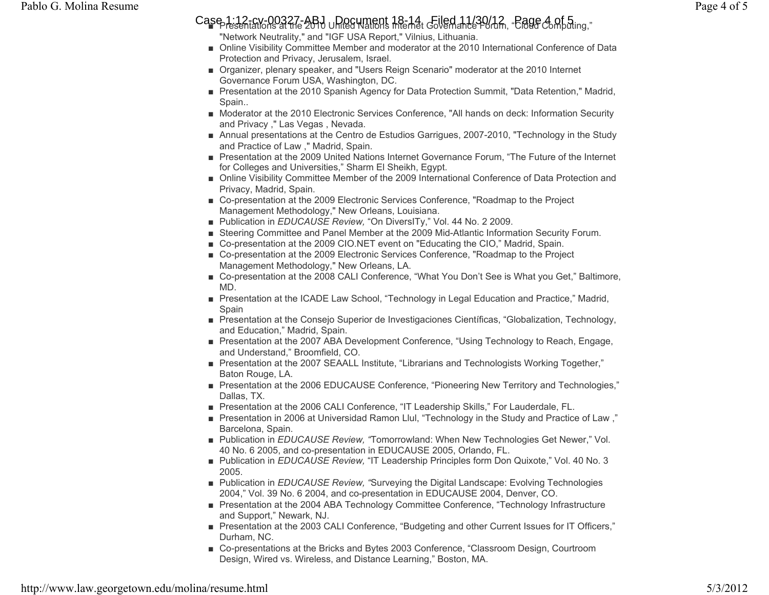- Presentations at the 2010 United Nations Internet Governance Forum, "Cloud Computing," "Network Neutrality," and "IGF USA Report," Vilnius, Lithuania.
- Online Visibility Committee Member and moderator at the 2010 International Conference of Data Protection and Privacy, Jerusalem, Israel.
- Organizer, plenary speaker, and "Users Reign Scenario" moderator at the 2010 Internet Governance Forum USA, Washington, DC.
- Presentation at the 2010 Spanish Agency for Data Protection Summit, "Data Retention," Madrid, Spain..
- Moderator at the 2010 Electronic Services Conference, "All hands on deck: Information Security and Privacy ," Las Vegas , Nevada.
- Annual presentations at the Centro de Estudios Garrigues, 2007-2010, "Technology in the Study and Practice of Law ," Madrid, Spain.
- Presentation at the 2009 United Nations Internet Governance Forum, "The Future of the Internet for Colleges and Universities," Sharm El Sheikh, Egypt.
- Online Visibility Committee Member of the 2009 International Conference of Data Protection and Privacy, Madrid, Spain.
- Co-presentation at the 2009 Electronic Services Conference, "Roadmap to the Project Management Methodology," New Orleans, Louisiana.
- Publication in *EDUCAUSE Review,* "On DiversITy," Vol. 44 No. 2 2009.
- Steering Committee and Panel Member at the 2009 Mid-Atlantic Information Security Forum.
- Co-presentation at the 2009 CIO.NET event on "Educating the CIO," Madrid, Spain.
- Co-presentation at the 2009 Electronic Services Conference, "Roadmap to the Project Management Methodology," New Orleans, LA.
- Co-presentation at the 2008 CALI Conference, "What You Don't See is What you Get," Baltimore, MD.
- Presentation at the ICADE Law School, "Technology in Legal Education and Practice," Madrid, Spain
- Presentation at the Consejo Superior de Investigaciones Científicas, "Globalization, Technology, and Education," Madrid, Spain.
- Presentation at the 2007 ABA Development Conference, "Using Technology to Reach, Engage, and Understand," Broomfield, CO.
- Presentation at the 2007 SEAALL Institute, "Librarians and Technologists Working Together," Baton Rouge, LA.
- Presentation at the 2006 EDUCAUSE Conference, "Pioneering New Territory and Technologies," Dallas, TX.
- Presentation at the 2006 CALI Conference, "IT Leadership Skills," For Lauderdale, FL.
- Presentation in 2006 at Universidad Ramon Llul, "Technology in the Study and Practice of Law ," Barcelona, Spain.
- Publication in *EDUCAUSE Review,* "Tomorrowland: When New Technologies Get Newer," Vol. 40 No. 6 2005, and co-presentation in EDUCAUSE 2005, Orlando, FL.
- Publication in *EDUCAUSE Review,* "IT Leadership Principles form Don Quixote," Vol. 40 No. 3 2005.
- Publication in *EDUCAUSE Review,* "Surveying the Digital Landscape: Evolving Technologies 2004," Vol. 39 No. 6 2004, and co-presentation in EDUCAUSE 2004, Denver, CO.
- Presentation at the 2004 ABA Technology Committee Conference, "Technology Infrastructure and Support," Newark, NJ.
- Presentation at the 2003 CALI Conference, "Budgeting and other Current Issues for IT Officers," Durham, NC.
- Co-presentations at the Bricks and Bytes 2003 Conference, "Classroom Design, Courtroom Design, Wired vs. Wireless, and Distance Learning," Boston, MA.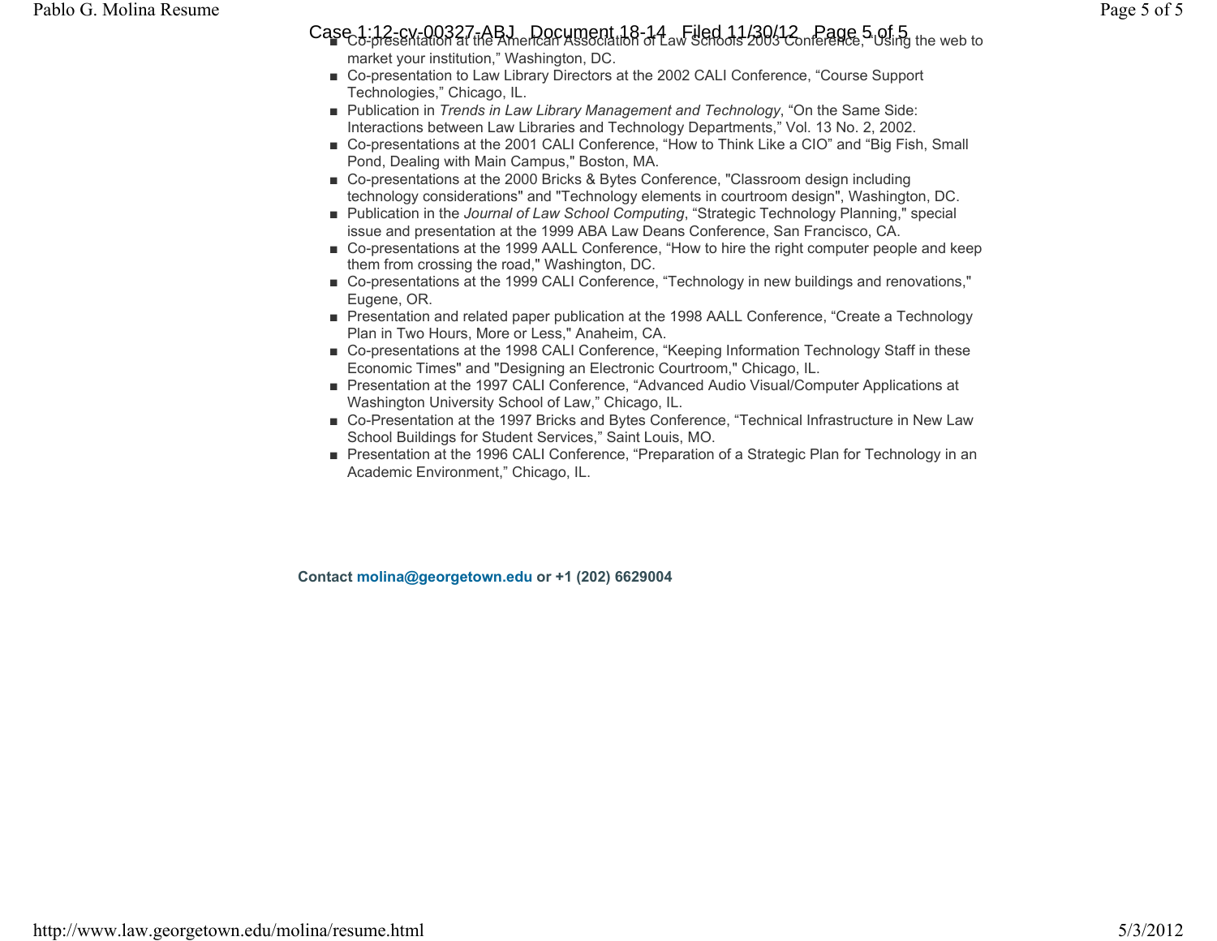- Co-presentation at the American Association of Law Schools 2003 Conference, "Using the web to market your institution," Washington, DC.
- Co-presentation to Law Library Directors at the 2002 CALI Conference, "Course Support Technologies," Chicago, IL.
- Publication in *Trends in Law Library Management and Technology*, "On the Same Side: Interactions between Law Libraries and Technology Departments," Vol. 13 No. 2, 2002.
- Co-presentations at the 2001 CALI Conference, "How to Think Like a CIO" and "Big Fish, Small Pond, Dealing with Main Campus," Boston, MA.
- Co-presentations at the 2000 Bricks & Bytes Conference, "Classroom design including technology considerations" and "Technology elements in courtroom design", Washington, DC.
- Publication in the *Journal of Law School Computing*, "Strategic Technology Planning," special issue and presentation at the 1999 ABA Law Deans Conference, San Francisco, CA.
- Co-presentations at the 1999 AALL Conference, "How to hire the right computer people and keep them from crossing the road," Washington, DC.
- Co-presentations at the 1999 CALI Conference, "Technology in new buildings and renovations," Eugene, OR.
- Presentation and related paper publication at the 1998 AALL Conference, "Create a Technology Plan in Two Hours, More or Less," Anaheim, CA.
- Co-presentations at the 1998 CALI Conference, "Keeping Information Technology Staff in these Economic Times" and "Designing an Electronic Courtroom," Chicago, IL.
- Presentation at the 1997 CALI Conference, "Advanced Audio Visual/Computer Applications at Washington University School of Law," Chicago, IL.
- Co-Presentation at the 1997 Bricks and Bytes Conference, "Technical Infrastructure in New Law School Buildings for Student Services," Saint Louis, MO.
- Presentation at the 1996 CALI Conference, "Preparation of a Strategic Plan for Technology in an Academic Environment," Chicago, IL.

**Contact molina@georgetown.edu or +1 (202) 6629004**